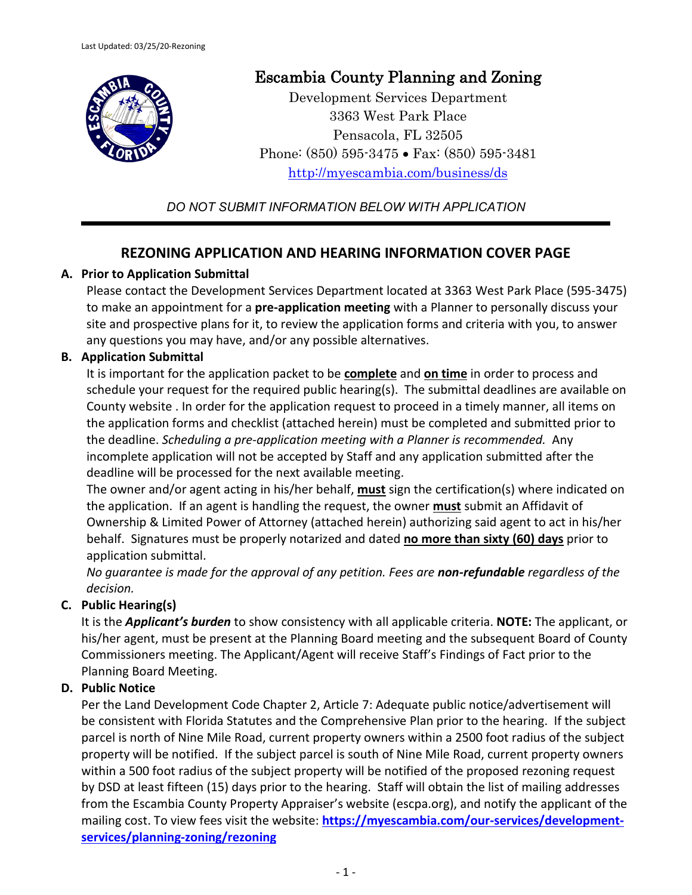Last Updated: 03/25/20-Rezoning

# Escambia County Planning and Zoning

Development Services Department
3363 West Park Place
Pensacola, FL 32505
Phone: (850) 595-3475 • Fax: (850) 595-3481
http://myescambia.com/business/ds

*DO NOT SUBMIT INFORMATION BELOW WITH APPLICATION*

---

## REZONING APPLICATION AND HEARING INFORMATION COVER PAGE

### A. Prior to Application Submittal

Please contact the Development Services Department located at 3363 West Park Place (595-3475) to make an appointment for a **pre-application meeting** with a Planner to personally discuss your site and prospective plans for it, to review the application forms and criteria with you, to answer any questions you may have, and/or any possible alternatives.

### B. Application Submittal

It is important for the application packet to be **complete** and **on time** in order to process and schedule your request for the required public hearing(s). The submittal deadlines are available on County website . In order for the application request to proceed in a timely manner, all items on the application forms and checklist (attached herein) must be completed and submitted prior to the deadline. *Scheduling a pre-application meeting with a Planner is recommended.* Any incomplete application will not be accepted by Staff and any application submitted after the deadline will be processed for the next available meeting.

The owner and/or agent acting in his/her behalf, **must** sign the certification(s) where indicated on the application. If an agent is handling the request, the owner **must** submit an Affidavit of Ownership & Limited Power of Attorney (attached herein) authorizing said agent to act in his/her behalf. Signatures must be properly notarized and dated **no more than sixty (60) days** prior to application submittal.

*No guarantee is made for the approval of any petition. Fees are **non-refundable** regardless of the decision.*

### C. Public Hearing(s)

It is the ***Applicant's burden*** to show consistency with all applicable criteria. **NOTE:** The applicant, or his/her agent, must be present at the Planning Board meeting and the subsequent Board of County Commissioners meeting. The Applicant/Agent will receive Staff's Findings of Fact prior to the Planning Board Meeting.

### D. Public Notice

Per the Land Development Code Chapter 2, Article 7: Adequate public notice/advertisement will be consistent with Florida Statutes and the Comprehensive Plan prior to the hearing. If the subject parcel is north of Nine Mile Road, current property owners within a 2500 foot radius of the subject property will be notified. If the subject parcel is south of Nine Mile Road, current property owners within a 500 foot radius of the subject property will be notified of the proposed rezoning request by DSD at least fifteen (15) days prior to the hearing. Staff will obtain the list of mailing addresses from the Escambia County Property Appraiser's website (escpa.org), and notify the applicant of the mailing cost. To view fees visit the website: **https://myescambia.com/our-services/development-services/planning-zoning/rezoning**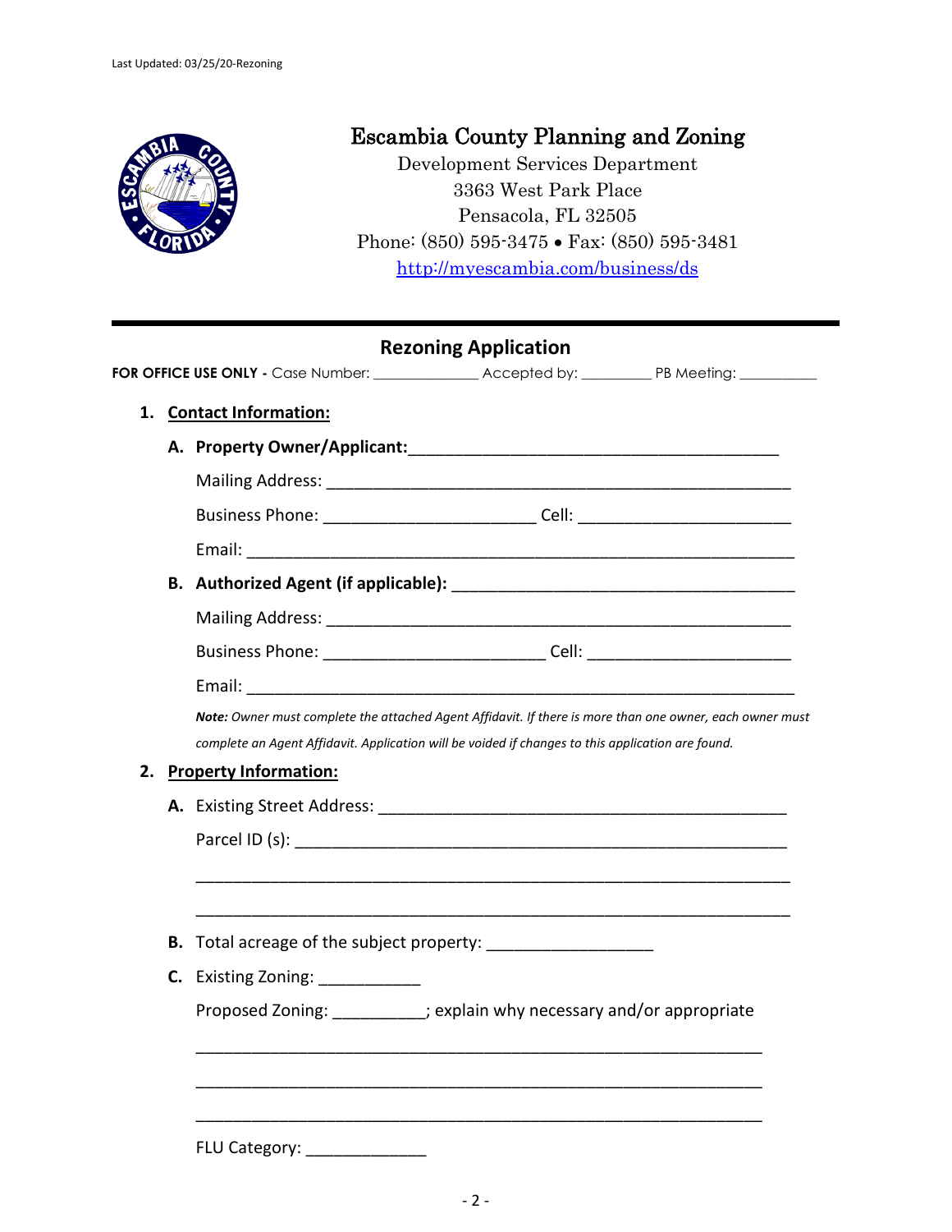# Escambia County Planning and Zoning

Development Services Department
3363 West Park Place
Pensacola, FL 32505
Phone: (850) 595-3475 • Fax: (850) 595-3481
http://myescambia.com/business/ds

## Rezoning Application

**FOR OFFICE USE ONLY -** Case Number: ____________ Accepted by: ________ PB Meeting: _________

1. **Contact Information:**

   **A. Property Owner/Applicant:**_________________________________________

   Mailing Address: ___________________________________________________

   Business Phone: _____________________ Cell: _____________________

   Email: ___________________________________________________________

   **B. Authorized Agent (if applicable):** ___________________________________

   Mailing Address: ___________________________________________________

   Business Phone: ______________________ Cell: _____________________

   Email: ___________________________________________________________

   ***Note:*** *Owner must complete the attached Agent Affidavit. If there is more than one owner, each owner must complete an Agent Affidavit. Application will be voided if changes to this application are found.*

2. **Property Information:**

   **A.** Existing Street Address: ____________________________________________

   Parcel ID (s): _______________________________________________________

   ______________________________________________________________________

   ______________________________________________________________________

   **B.** Total acreage of the subject property: ________________

   **C.** Existing Zoning: __________

   Proposed Zoning: _________; explain why necessary and/or appropriate

   _____________________________________________________________________

   _____________________________________________________________________

   _____________________________________________________________________

   FLU Category: ____________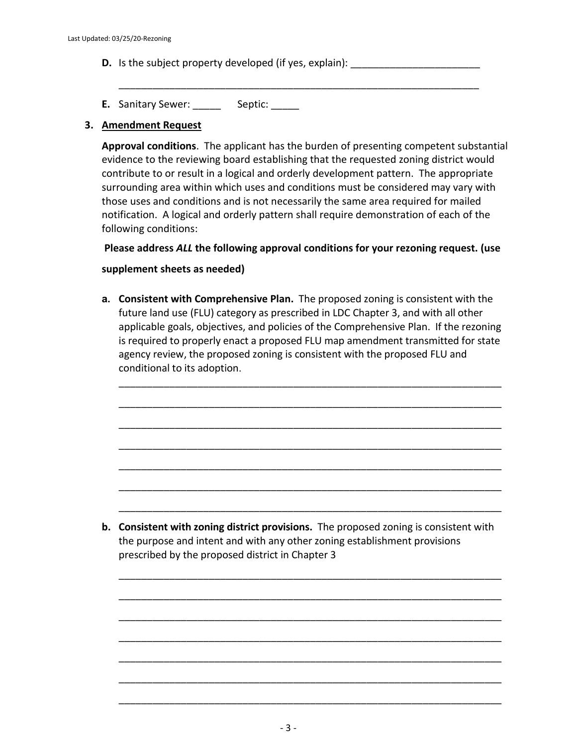**D.** Is the subject property developed (if yes, explain): _______________________

_________________________________________________________________

**E.** Sanitary Sewer: _____ Septic: _____

**3. Amendment Request**

**Approval conditions**. The applicant has the burden of presenting competent substantial evidence to the reviewing board establishing that the requested zoning district would contribute to or result in a logical and orderly development pattern. The appropriate surrounding area within which uses and conditions must be considered may vary with those uses and conditions and is not necessarily the same area required for mailed notification. A logical and orderly pattern shall require demonstration of each of the following conditions:

**Please address *ALL* the following approval conditions for your rezoning request. (use supplement sheets as needed)**

**a. Consistent with Comprehensive Plan.** The proposed zoning is consistent with the future land use (FLU) category as prescribed in LDC Chapter 3, and with all other applicable goals, objectives, and policies of the Comprehensive Plan. If the rezoning is required to properly enact a proposed FLU map amendment transmitted for state agency review, the proposed zoning is consistent with the proposed FLU and conditional to its adoption.

_____________________________________________________________________

_____________________________________________________________________

_____________________________________________________________________

_____________________________________________________________________

_____________________________________________________________________

_____________________________________________________________________

_____________________________________________________________________

**b. Consistent with zoning district provisions.** The proposed zoning is consistent with the purpose and intent and with any other zoning establishment provisions prescribed by the proposed district in Chapter 3

_____________________________________________________________________

_____________________________________________________________________

_____________________________________________________________________

_____________________________________________________________________

_____________________________________________________________________

_____________________________________________________________________

_____________________________________________________________________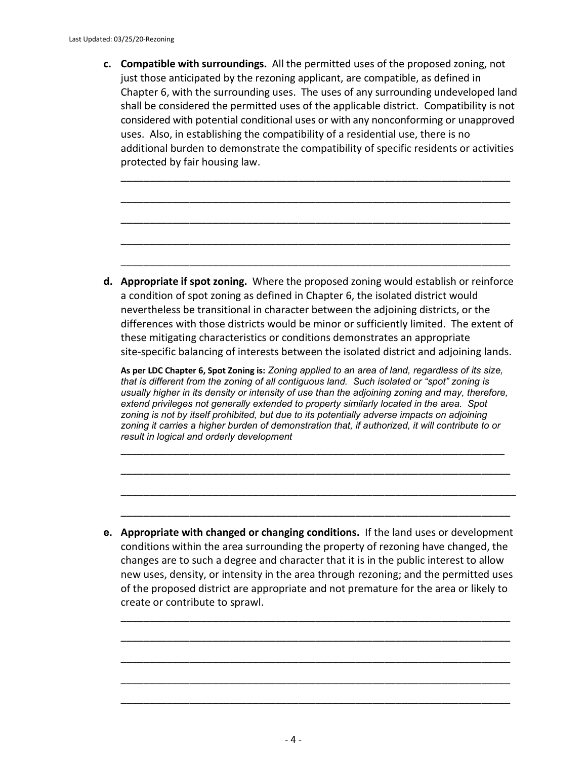c. **Compatible with surroundings.** All the permitted uses of the proposed zoning, not just those anticipated by the rezoning applicant, are compatible, as defined in Chapter 6, with the surrounding uses. The uses of any surrounding undeveloped land shall be considered the permitted uses of the applicable district. Compatibility is not considered with potential conditional uses or with any nonconforming or unapproved uses. Also, in establishing the compatibility of a residential use, there is no additional burden to demonstrate the compatibility of specific residents or activities protected by fair housing law.

_______________________________________________________________________

_______________________________________________________________________

_______________________________________________________________________

_______________________________________________________________________

_______________________________________________________________________

d. **Appropriate if spot zoning.** Where the proposed zoning would establish or reinforce a condition of spot zoning as defined in Chapter 6, the isolated district would nevertheless be transitional in character between the adjoining districts, or the differences with those districts would be minor or sufficiently limited. The extent of these mitigating characteristics or conditions demonstrates an appropriate site-specific balancing of interests between the isolated district and adjoining lands.

**As per LDC Chapter 6, Spot Zoning is:** *Zoning applied to an area of land, regardless of its size, that is different from the zoning of all contiguous land. Such isolated or "spot" zoning is usually higher in its density or intensity of use than the adjoining zoning and may, therefore, extend privileges not generally extended to property similarly located in the area. Spot zoning is not by itself prohibited, but due to its potentially adverse impacts on adjoining zoning it carries a higher burden of demonstration that, if authorized, it will contribute to or result in logical and orderly development*

_______________________________________________________________________

_______________________________________________________________________

_______________________________________________________________________

_______________________________________________________________________

e. **Appropriate with changed or changing conditions.** If the land uses or development conditions within the area surrounding the property of rezoning have changed, the changes are to such a degree and character that it is in the public interest to allow new uses, density, or intensity in the area through rezoning; and the permitted uses of the proposed district are appropriate and not premature for the area or likely to create or contribute to sprawl.

_______________________________________________________________________

_______________________________________________________________________

_______________________________________________________________________

_______________________________________________________________________

_______________________________________________________________________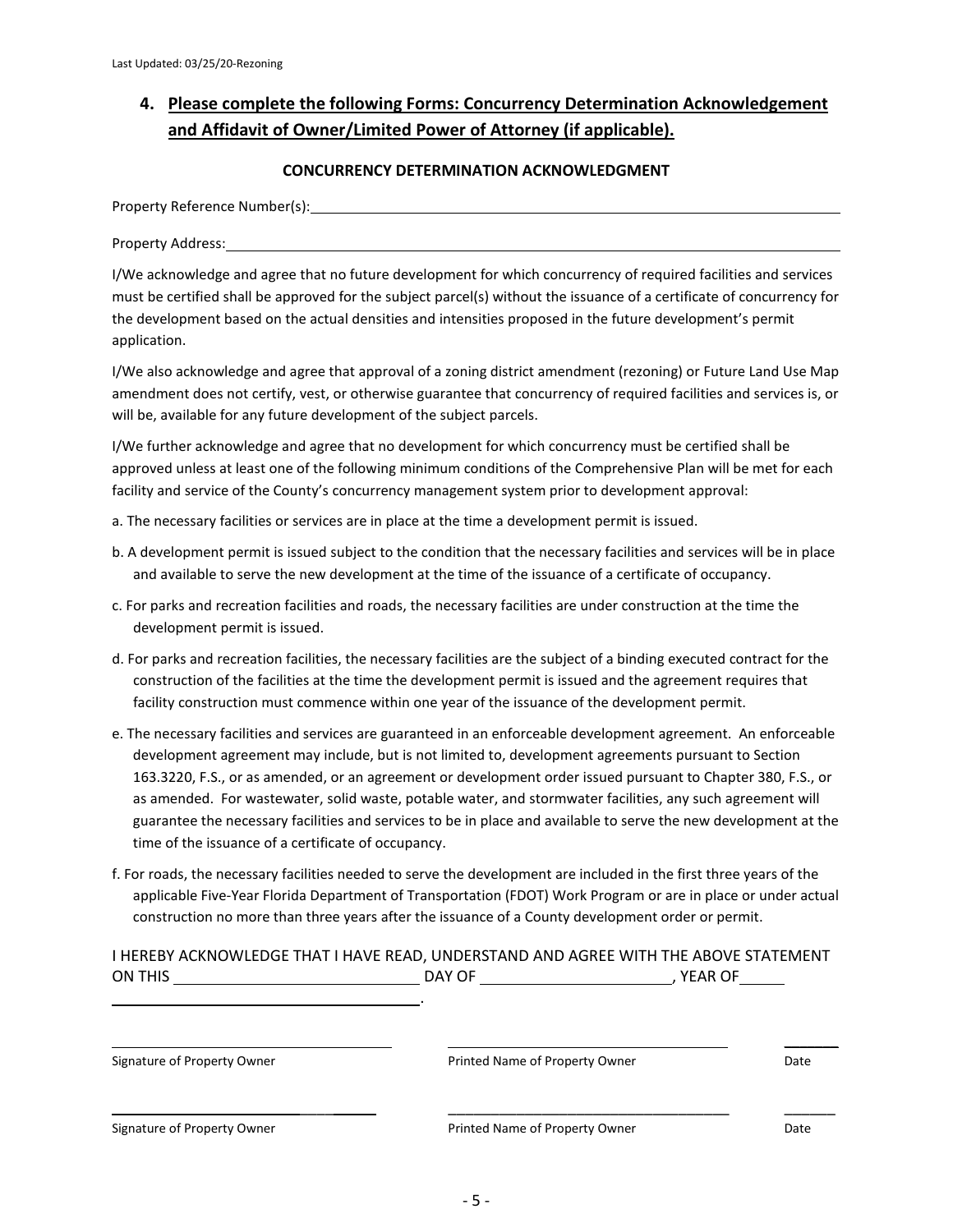## 4. Please complete the following Forms: Concurrency Determination Acknowledgement and Affidavit of Owner/Limited Power of Attorney (if applicable).

### CONCURRENCY DETERMINATION ACKNOWLEDGMENT

Property Reference Number(s):\_\_\_\_\_\_\_\_\_\_\_\_\_\_\_\_\_\_\_\_\_\_\_\_\_\_\_\_\_\_\_\_\_\_\_\_\_\_\_\_\_\_\_\_\_\_\_\_

Property Address:\_\_\_\_\_\_\_\_\_\_\_\_\_\_\_\_\_\_\_\_\_\_\_\_\_\_\_\_\_\_\_\_\_\_\_\_\_\_\_\_\_\_\_\_\_\_\_\_\_\_\_\_\_\_\_\_

I/We acknowledge and agree that no future development for which concurrency of required facilities and services must be certified shall be approved for the subject parcel(s) without the issuance of a certificate of concurrency for the development based on the actual densities and intensities proposed in the future development's permit application.

I/We also acknowledge and agree that approval of a zoning district amendment (rezoning) or Future Land Use Map amendment does not certify, vest, or otherwise guarantee that concurrency of required facilities and services is, or will be, available for any future development of the subject parcels.

I/We further acknowledge and agree that no development for which concurrency must be certified shall be approved unless at least one of the following minimum conditions of the Comprehensive Plan will be met for each facility and service of the County's concurrency management system prior to development approval:

a. The necessary facilities or services are in place at the time a development permit is issued.

b. A development permit is issued subject to the condition that the necessary facilities and services will be in place and available to serve the new development at the time of the issuance of a certificate of occupancy.

c. For parks and recreation facilities and roads, the necessary facilities are under construction at the time the development permit is issued.

d. For parks and recreation facilities, the necessary facilities are the subject of a binding executed contract for the construction of the facilities at the time the development permit is issued and the agreement requires that facility construction must commence within one year of the issuance of the development permit.

e. The necessary facilities and services are guaranteed in an enforceable development agreement. An enforceable development agreement may include, but is not limited to, development agreements pursuant to Section 163.3220, F.S., or as amended, or an agreement or development order issued pursuant to Chapter 380, F.S., or as amended. For wastewater, solid waste, potable water, and stormwater facilities, any such agreement will guarantee the necessary facilities and services to be in place and available to serve the new development at the time of the issuance of a certificate of occupancy.

f. For roads, the necessary facilities needed to serve the development are included in the first three years of the applicable Five-Year Florida Department of Transportation (FDOT) Work Program or are in place or under actual construction no more than three years after the issuance of a County development order or permit.

I HEREBY ACKNOWLEDGE THAT I HAVE READ, UNDERSTAND AND AGREE WITH THE ABOVE STATEMENT ON THIS \_\_\_\_\_\_\_\_\_\_\_\_\_\_\_\_ DAY OF \_\_\_\_\_\_\_\_\_\_\_\_\_\_\_\_, YEAR OF\_\_\_\_\_ \_\_\_\_\_\_\_\_\_\_\_\_\_\_\_\_\_\_\_\_\_\_\_\_.

\_\_\_\_\_\_\_\_\_\_\_\_\_\_\_\_\_\_\_\_\_\_\_\_ \_\_\_\_\_\_\_\_\_\_\_\_\_\_\_\_\_\_\_\_\_\_\_\_ \_\_\_\_\_\_\_\_

Signature of Property Owner | Printed Name of Property Owner | Date

\_\_\_\_\_\_\_\_\_\_\_\_\_\_\_\_\_\_\_\_\_\_\_\_ \_\_\_\_\_\_\_\_\_\_\_\_\_\_\_\_\_\_\_\_\_\_\_\_ \_\_\_\_\_\_\_\_

Signature of Property Owner | Printed Name of Property Owner | Date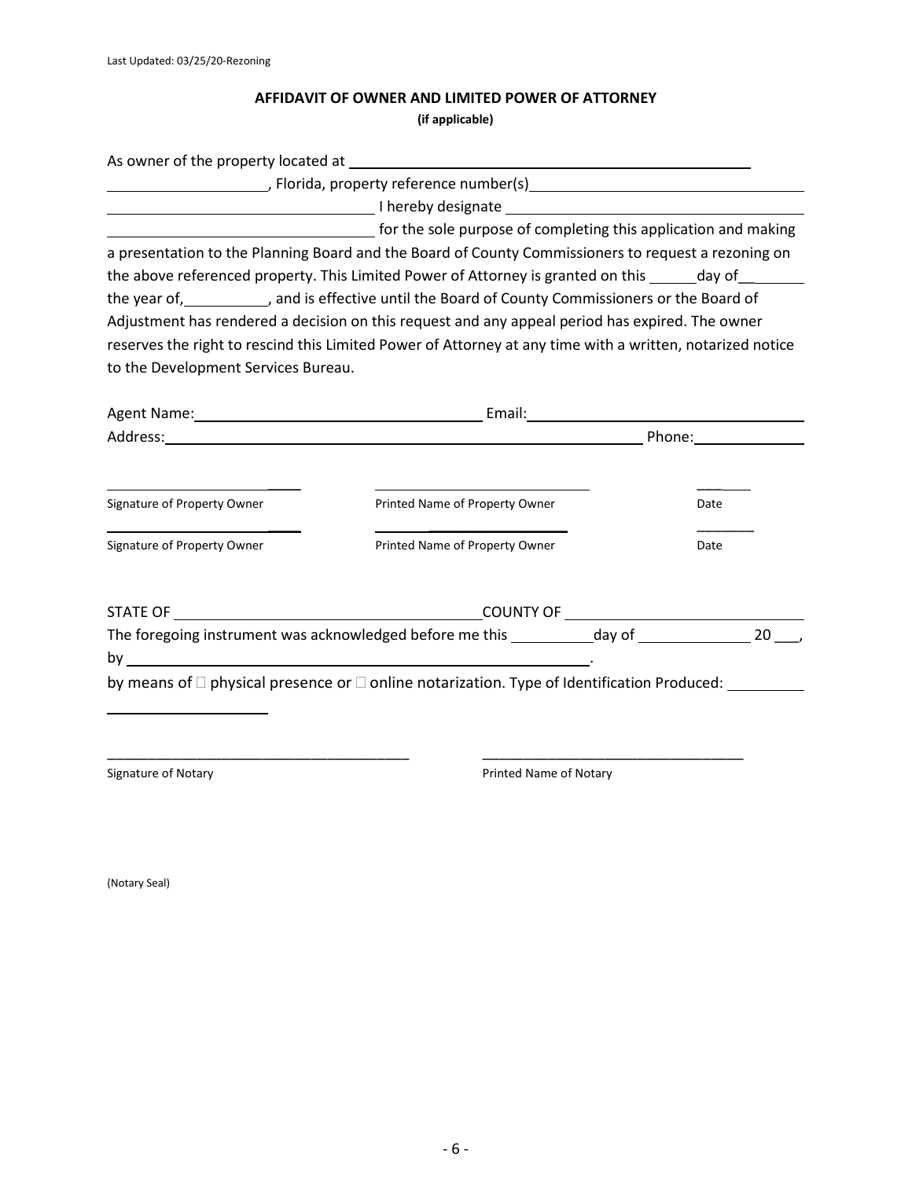Last Updated: 03/25/20-Rezoning

## AFFIDAVIT OF OWNER AND LIMITED POWER OF ATTORNEY

**(if applicable)**

As owner of the property located at ______________________________________________ ____________________, Florida, property reference number(s)______________________________ ________________________________ I hereby designate ____________________________________ ________________________________ for the sole purpose of completing this application and making a presentation to the Planning Board and the Board of County Commissioners to request a rezoning on the above referenced property. This Limited Power of Attorney is granted on this ______day of__________ the year of,__________, and is effective until the Board of County Commissioners or the Board of Adjustment has rendered a decision on this request and any appeal period has expired. The owner reserves the right to rescind this Limited Power of Attorney at any time with a written, notarized notice to the Development Services Bureau.

Agent Name:____________________________________ Email:__________________________________

Address:____________________________________________________________ Phone:______________

| | | |
|---|---|---|
| ________________________ | ______________________________ | _______ |
| Signature of Property Owner | Printed Name of Property Owner | Date |
| ________________________ | ______________________________ | _______ |
| Signature of Property Owner | Printed Name of Property Owner | Date |

STATE OF ______________________________________COUNTY OF ______________________________

The foregoing instrument was acknowledged before me this __________day of ______________ 20 ___, by _____________________________________________________________.

by means of ☐ physical presence or ☐ online notarization. Type of Identification Produced: __________ ____________________

______________________________________ ______________________________________

Signature of Notary Printed Name of Notary

(Notary Seal)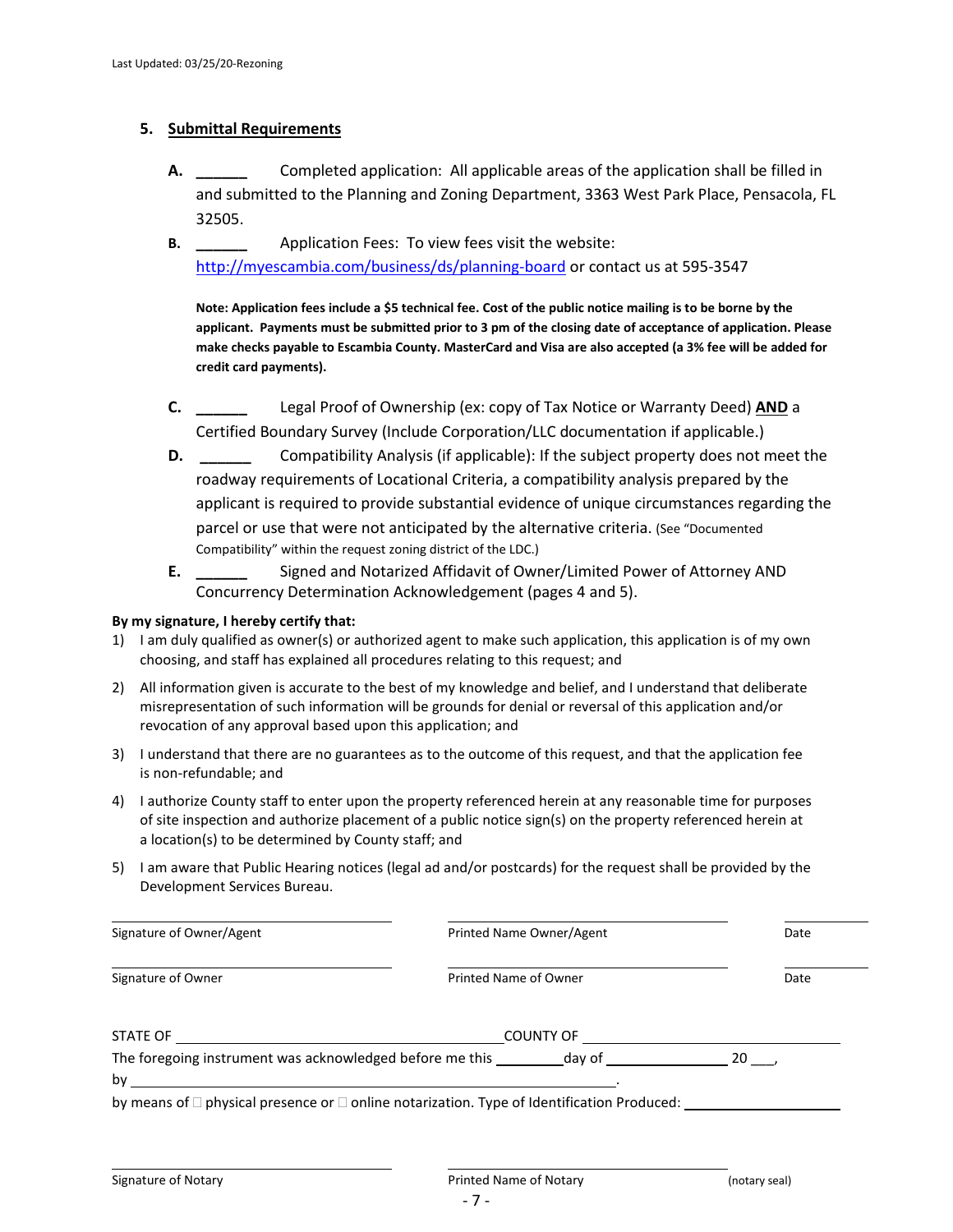## 5. Submittal Requirements

**A.** ______ Completed application: All applicable areas of the application shall be filled in and submitted to the Planning and Zoning Department, 3363 West Park Place, Pensacola, FL 32505.

**B.** ______ Application Fees: To view fees visit the website: http://myescambia.com/business/ds/planning-board or contact us at 595-3547

**Note: Application fees include a $5 technical fee. Cost of the public notice mailing is to be borne by the applicant. Payments must be submitted prior to 3 pm of the closing date of acceptance of application. Please make checks payable to Escambia County. MasterCard and Visa are also accepted (a 3% fee will be added for credit card payments).**

**C.** ______ Legal Proof of Ownership (ex: copy of Tax Notice or Warranty Deed) **AND** a Certified Boundary Survey (Include Corporation/LLC documentation if applicable.)

**D.** ______ Compatibility Analysis (if applicable): If the subject property does not meet the roadway requirements of Locational Criteria, a compatibility analysis prepared by the applicant is required to provide substantial evidence of unique circumstances regarding the parcel or use that were not anticipated by the alternative criteria. (See "Documented Compatibility" within the request zoning district of the LDC.)

**E.** ______ Signed and Notarized Affidavit of Owner/Limited Power of Attorney AND Concurrency Determination Acknowledgement (pages 4 and 5).

**By my signature, I hereby certify that:**

1) I am duly qualified as owner(s) or authorized agent to make such application, this application is of my own choosing, and staff has explained all procedures relating to this request; and
2) All information given is accurate to the best of my knowledge and belief, and I understand that deliberate misrepresentation of such information will be grounds for denial or reversal of this application and/or revocation of any approval based upon this application; and
3) I understand that there are no guarantees as to the outcome of this request, and that the application fee is non-refundable; and
4) I authorize County staff to enter upon the property referenced herein at any reasonable time for purposes of site inspection and authorize placement of a public notice sign(s) on the property referenced herein at a location(s) to be determined by County staff; and
5) I am aware that Public Hearing notices (legal ad and/or postcards) for the request shall be provided by the Development Services Bureau.

_________________________ _________________________ __________
Signature of Owner/Agent Printed Name Owner/Agent Date

_________________________ _________________________ __________
Signature of Owner Printed Name of Owner Date

STATE OF ______________________________ COUNTY OF ______________________________

The foregoing instrument was acknowledged before me this ________ day of ______________ 20 ___,

by ____________________________________________________________.

by means of ☐ physical presence or ☐ online notarization. Type of Identification Produced: ________________

_________________________ _________________________
Signature of Notary Printed Name of Notary (notary seal)